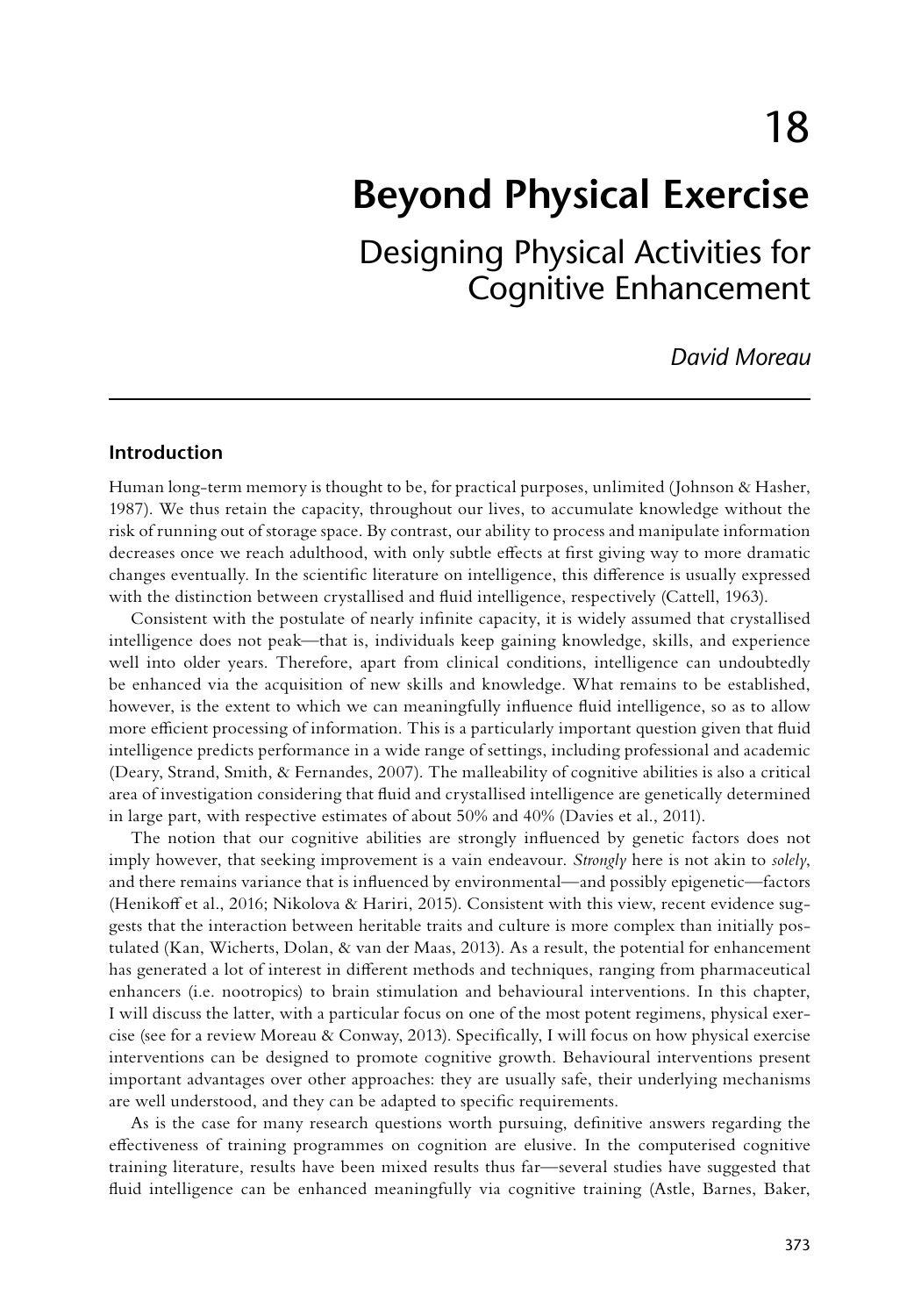# 18

# Beyond Physical Exercise

## Designing Physical Activities for Cognitive Enhancement

*David Moreau*

### Introduction

Human long-term memory is thought to be, for practical purposes, unlimited (Johnson & Hasher, 1987). We thus retain the capacity, throughout our lives, to accumulate knowledge without the risk of running out of storage space. By contrast, our ability to process and manipulate information decreases once we reach adulthood, with only subtle effects at first giving way to more dramatic changes eventually. In the scientific literature on intelligence, this difference is usually expressed with the distinction between crystallised and fluid intelligence, respectively (Cattell, 1963).

Consistent with the postulate of nearly infinite capacity, it is widely assumed that crystallised intelligence does not peak—that is, individuals keep gaining knowledge, skills, and experience well into older years. Therefore, apart from clinical conditions, intelligence can undoubtedly be enhanced via the acquisition of new skills and knowledge. What remains to be established, however, is the extent to which we can meaningfully influence fluid intelligence, so as to allow more efficient processing of information. This is a particularly important question given that fluid intelligence predicts performance in a wide range of settings, including professional and academic (Deary, Strand, Smith, & Fernandes, 2007). The malleability of cognitive abilities is also a critical area of investigation considering that fluid and crystallised intelligence are genetically determined in large part, with respective estimates of about 50% and 40% (Davies et al., 2011).

The notion that our cognitive abilities are strongly influenced by genetic factors does not imply however, that seeking improvement is a vain endeavour. *Strongly* here is not akin to *solely*, and there remains variance that is influenced by environmental—and possibly epigenetic—factors (Henikoff et al., 2016; Nikolova & Hariri, 2015). Consistent with this view, recent evidence suggests that the interaction between heritable traits and culture is more complex than initially postulated (Kan, Wicherts, Dolan, & van der Maas, 2013). As a result, the potential for enhancement has generated a lot of interest in different methods and techniques, ranging from pharmaceutical enhancers (i.e. nootropics) to brain stimulation and behavioural interventions. In this chapter, I will discuss the latter, with a particular focus on one of the most potent regimens, physical exercise (see for a review Moreau & Conway, 2013). Specifically, I will focus on how physical exercise interventions can be designed to promote cognitive growth. Behavioural interventions present important advantages over other approaches: they are usually safe, their underlying mechanisms are well understood, and they can be adapted to specific requirements.

As is the case for many research questions worth pursuing, definitive answers regarding the effectiveness of training programmes on cognition are elusive. In the computerised cognitive training literature, results have been mixed results thus far—several studies have suggested that fluid intelligence can be enhanced meaningfully via cognitive training (Astle, Barnes, Baker,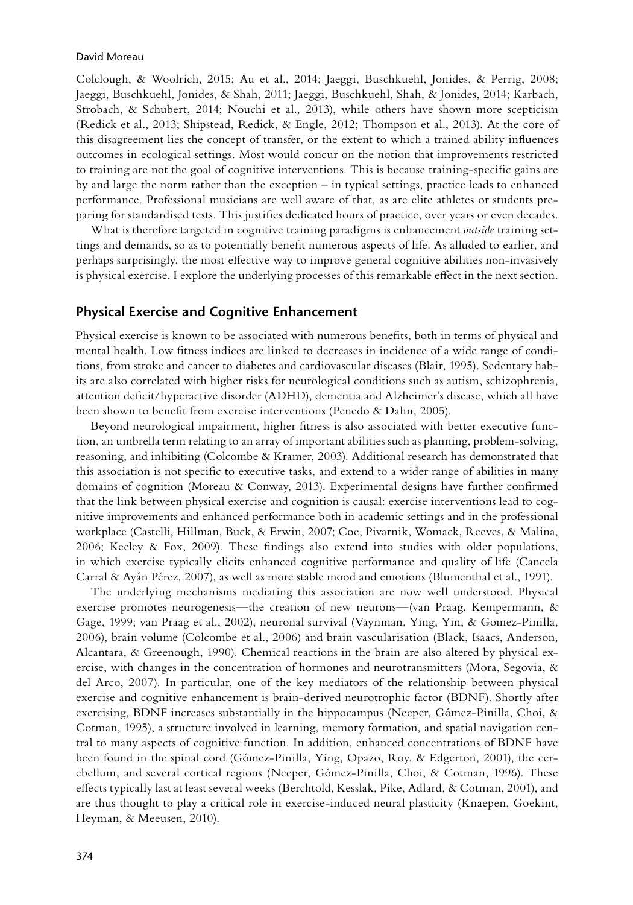Colclough, & Woolrich, 2015; Au et al., 2014; Jaeggi, Buschkuehl, Jonides, & Perrig, 2008; Jaeggi, Buschkuehl, Jonides, & Shah, 2011; Jaeggi, Buschkuehl, Shah, & Jonides, 2014; Karbach, Strobach, & Schubert, 2014; Nouchi et al., 2013), while others have shown more scepticism (Redick et al., 2013; Shipstead, Redick, & Engle, 2012; Thompson et al., 2013). At the core of this disagreement lies the concept of transfer, or the extent to which a trained ability influences outcomes in ecological settings. Most would concur on the notion that improvements restricted to training are not the goal of cognitive interventions. This is because training-specific gains are by and large the norm rather than the exception – in typical settings, practice leads to enhanced performance. Professional musicians are well aware of that, as are elite athletes or students preparing for standardised tests. This justifies dedicated hours of practice, over years or even decades.

What is therefore targeted in cognitive training paradigms is enhancement *outside* training settings and demands, so as to potentially benefit numerous aspects of life. As alluded to earlier, and perhaps surprisingly, the most effective way to improve general cognitive abilities non-invasively is physical exercise. I explore the underlying processes of this remarkable effect in the next section.

## Physical Exercise and Cognitive Enhancement

Physical exercise is known to be associated with numerous benefits, both in terms of physical and mental health. Low fitness indices are linked to decreases in incidence of a wide range of conditions, from stroke and cancer to diabetes and cardiovascular diseases (Blair, 1995). Sedentary habits are also correlated with higher risks for neurological conditions such as autism, schizophrenia, attention deficit/hyperactive disorder (ADHD), dementia and Alzheimer's disease, which all have been shown to benefit from exercise interventions (Penedo & Dahn, 2005).

Beyond neurological impairment, higher fitness is also associated with better executive function, an umbrella term relating to an array of important abilities such as planning, problem-solving, reasoning, and inhibiting (Colcombe & Kramer, 2003). Additional research has demonstrated that this association is not specific to executive tasks, and extend to a wider range of abilities in many domains of cognition (Moreau & Conway, 2013). Experimental designs have further confirmed that the link between physical exercise and cognition is causal: exercise interventions lead to cognitive improvements and enhanced performance both in academic settings and in the professional workplace (Castelli, Hillman, Buck, & Erwin, 2007; Coe, Pivarnik, Womack, Reeves, & Malina, 2006; Keeley & Fox, 2009). These findings also extend into studies with older populations, in which exercise typically elicits enhanced cognitive performance and quality of life (Cancela Carral & Ayán Pérez, 2007), as well as more stable mood and emotions (Blumenthal et al., 1991).

The underlying mechanisms mediating this association are now well understood. Physical exercise promotes neurogenesis—the creation of new neurons—(van Praag, Kempermann, & Gage, 1999; van Praag et al., 2002), neuronal survival (Vaynman, Ying, Yin, & Gomez-Pinilla, 2006), brain volume (Colcombe et al., 2006) and brain vascularisation (Black, Isaacs, Anderson, Alcantara, & Greenough, 1990). Chemical reactions in the brain are also altered by physical exercise, with changes in the concentration of hormones and neurotransmitters (Mora, Segovia, & del Arco, 2007). In particular, one of the key mediators of the relationship between physical exercise and cognitive enhancement is brain-derived neurotrophic factor (BDNF). Shortly after exercising, BDNF increases substantially in the hippocampus (Neeper, Gómez-Pinilla, Choi, & Cotman, 1995), a structure involved in learning, memory formation, and spatial navigation central to many aspects of cognitive function. In addition, enhanced concentrations of BDNF have been found in the spinal cord (Gómez-Pinilla, Ying, Opazo, Roy, & Edgerton, 2001), the cerebellum, and several cortical regions (Neeper, Gómez-Pinilla, Choi, & Cotman, 1996). These effects typically last at least several weeks (Berchtold, Kesslak, Pike, Adlard, & Cotman, 2001), and are thus thought to play a critical role in exercise-induced neural plasticity (Knaepen, Goekint, Heyman, & Meeusen, 2010).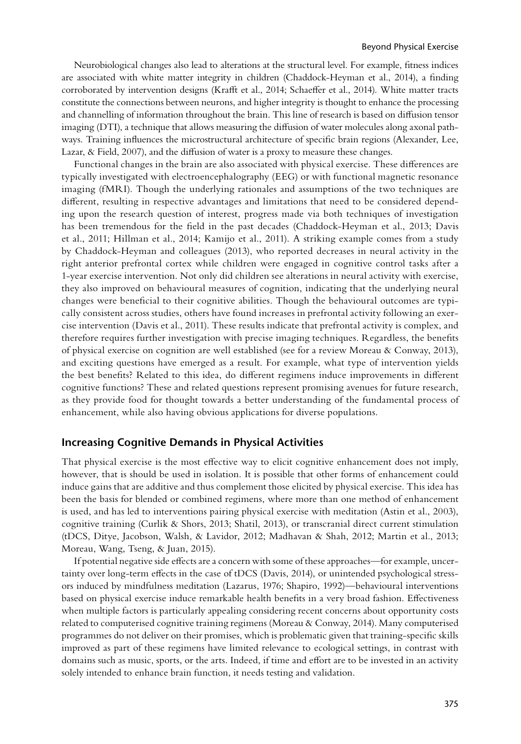Neurobiological changes also lead to alterations at the structural level. For example, fitness indices are associated with white matter integrity in children (Chaddock-Heyman et al., 2014), a finding corroborated by intervention designs (Krafft et al., 2014; Schaeffer et al., 2014). White matter tracts constitute the connections between neurons, and higher integrity is thought to enhance the processing and channelling of information throughout the brain. This line of research is based on diffusion tensor imaging (DTI), a technique that allows measuring the diffusion of water molecules along axonal pathways. Training influences the microstructural architecture of specific brain regions (Alexander, Lee, Lazar, & Field, 2007), and the diffusion of water is a proxy to measure these changes.

Functional changes in the brain are also associated with physical exercise. These differences are typically investigated with electroencephalography (EEG) or with functional magnetic resonance imaging (fMRI). Though the underlying rationales and assumptions of the two techniques are different, resulting in respective advantages and limitations that need to be considered depending upon the research question of interest, progress made via both techniques of investigation has been tremendous for the field in the past decades (Chaddock-Heyman et al., 2013; Davis et al., 2011; Hillman et al., 2014; Kamijo et al., 2011). A striking example comes from a study by Chaddock-Heyman and colleagues (2013), who reported decreases in neural activity in the right anterior prefrontal cortex while children were engaged in cognitive control tasks after a 1-year exercise intervention. Not only did children see alterations in neural activity with exercise, they also improved on behavioural measures of cognition, indicating that the underlying neural changes were beneficial to their cognitive abilities. Though the behavioural outcomes are typically consistent across studies, others have found increases in prefrontal activity following an exercise intervention (Davis et al., 2011). These results indicate that prefrontal activity is complex, and therefore requires further investigation with precise imaging techniques. Regardless, the benefits of physical exercise on cognition are well established (see for a review Moreau & Conway, 2013), and exciting questions have emerged as a result. For example, what type of intervention yields the best benefits? Related to this idea, do different regimens induce improvements in different cognitive functions? These and related questions represent promising avenues for future research, as they provide food for thought towards a better understanding of the fundamental process of enhancement, while also having obvious applications for diverse populations.

## Increasing Cognitive Demands in Physical Activities

That physical exercise is the most effective way to elicit cognitive enhancement does not imply, however, that is should be used in isolation. It is possible that other forms of enhancement could induce gains that are additive and thus complement those elicited by physical exercise. This idea has been the basis for blended or combined regimens, where more than one method of enhancement is used, and has led to interventions pairing physical exercise with meditation (Astin et al., 2003), cognitive training (Curlik & Shors, 2013; Shatil, 2013), or transcranial direct current stimulation (tDCS, Ditye, Jacobson, Walsh, & Lavidor, 2012; Madhavan & Shah, 2012; Martin et al., 2013; Moreau, Wang, Tseng, & Juan, 2015).

If potential negative side effects are a concern with some of these approaches—for example, uncertainty over long-term effects in the case of tDCS (Davis, 2014), or unintended psychological stressors induced by mindfulness meditation (Lazarus, 1976; Shapiro, 1992)—behavioural interventions based on physical exercise induce remarkable health benefits in a very broad fashion. Effectiveness when multiple factors is particularly appealing considering recent concerns about opportunity costs related to computerised cognitive training regimens (Moreau & Conway, 2014). Many computerised programmes do not deliver on their promises, which is problematic given that training-specific skills improved as part of these regimens have limited relevance to ecological settings, in contrast with domains such as music, sports, or the arts. Indeed, if time and effort are to be invested in an activity solely intended to enhance brain function, it needs testing and validation.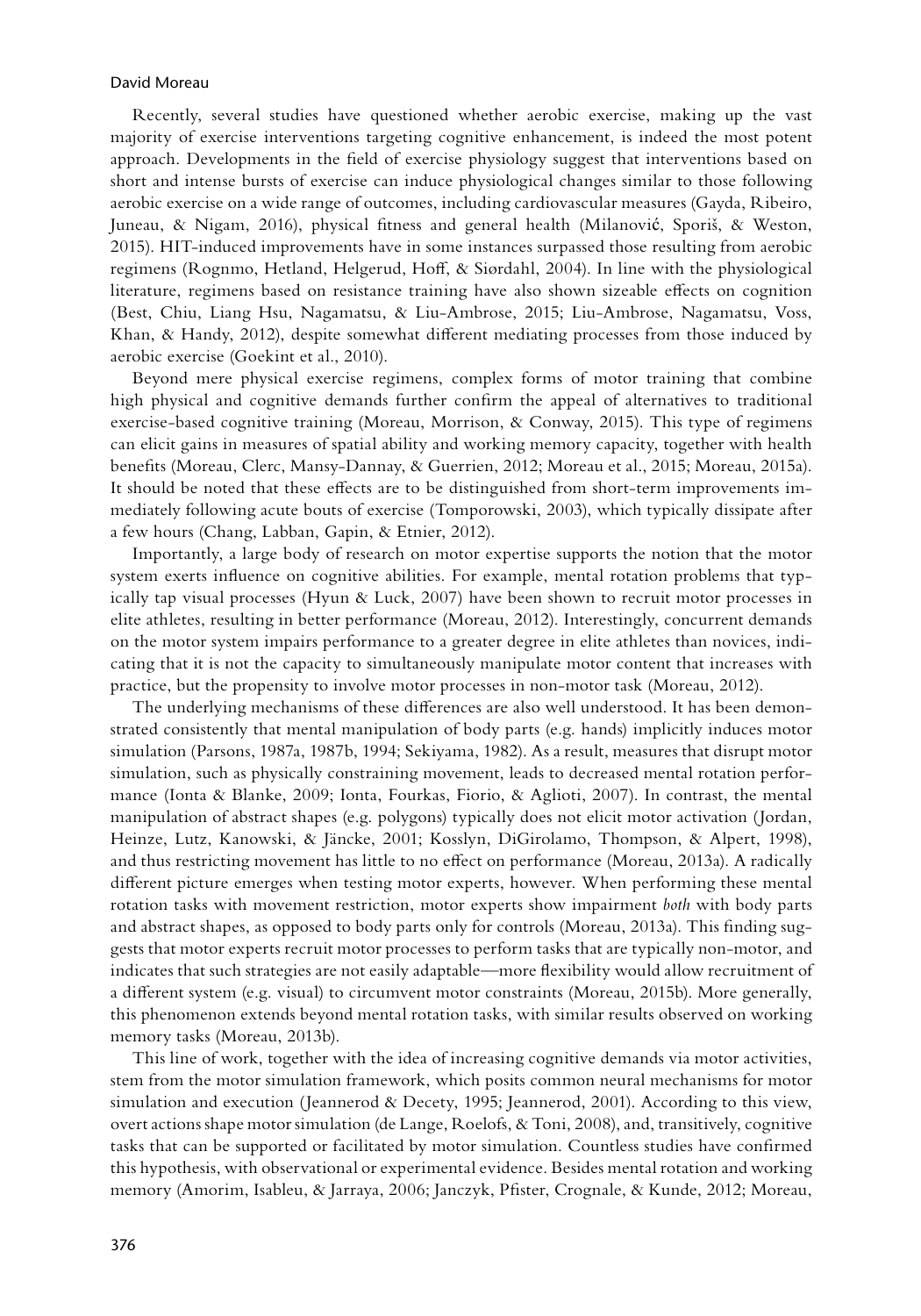Recently, several studies have questioned whether aerobic exercise, making up the vast majority of exercise interventions targeting cognitive enhancement, is indeed the most potent approach. Developments in the field of exercise physiology suggest that interventions based on short and intense bursts of exercise can induce physiological changes similar to those following aerobic exercise on a wide range of outcomes, including cardiovascular measures (Gayda, Ribeiro, Juneau, & Nigam, 2016), physical fitness and general health (Milanović, Sporiš, & Weston, 2015). HIT-induced improvements have in some instances surpassed those resulting from aerobic regimens (Rognmo, Hetland, Helgerud, Hoff, & Siørdahl, 2004). In line with the physiological literature, regimens based on resistance training have also shown sizeable effects on cognition (Best, Chiu, Liang Hsu, Nagamatsu, & Liu-Ambrose, 2015; Liu-Ambrose, Nagamatsu, Voss, Khan, & Handy, 2012), despite somewhat different mediating processes from those induced by aerobic exercise (Goekint et al., 2010).

Beyond mere physical exercise regimens, complex forms of motor training that combine high physical and cognitive demands further confirm the appeal of alternatives to traditional exercise-based cognitive training (Moreau, Morrison, & Conway, 2015). This type of regimens can elicit gains in measures of spatial ability and working memory capacity, together with health benefits (Moreau, Clerc, Mansy-Dannay, & Guerrien, 2012; Moreau et al., 2015; Moreau, 2015a). It should be noted that these effects are to be distinguished from short-term improvements immediately following acute bouts of exercise (Tomporowski, 2003), which typically dissipate after a few hours (Chang, Labban, Gapin, & Etnier, 2012).

Importantly, a large body of research on motor expertise supports the notion that the motor system exerts influence on cognitive abilities. For example, mental rotation problems that typically tap visual processes (Hyun & Luck, 2007) have been shown to recruit motor processes in elite athletes, resulting in better performance (Moreau, 2012). Interestingly, concurrent demands on the motor system impairs performance to a greater degree in elite athletes than novices, indicating that it is not the capacity to simultaneously manipulate motor content that increases with practice, but the propensity to involve motor processes in non-motor task (Moreau, 2012).

The underlying mechanisms of these differences are also well understood. It has been demonstrated consistently that mental manipulation of body parts (e.g. hands) implicitly induces motor simulation (Parsons, 1987a, 1987b, 1994; Sekiyama, 1982). As a result, measures that disrupt motor simulation, such as physically constraining movement, leads to decreased mental rotation performance (Ionta & Blanke, 2009; Ionta, Fourkas, Fiorio, & Aglioti, 2007). In contrast, the mental manipulation of abstract shapes (e.g. polygons) typically does not elicit motor activation (Jordan, Heinze, Lutz, Kanowski, & Jäncke, 2001; Kosslyn, DiGirolamo, Thompson, & Alpert, 1998), and thus restricting movement has little to no effect on performance (Moreau, 2013a). A radically different picture emerges when testing motor experts, however. When performing these mental rotation tasks with movement restriction, motor experts show impairment *both* with body parts and abstract shapes, as opposed to body parts only for controls (Moreau, 2013a). This finding suggests that motor experts recruit motor processes to perform tasks that are typically non-motor, and indicates that such strategies are not easily adaptable—more flexibility would allow recruitment of a different system (e.g. visual) to circumvent motor constraints (Moreau, 2015b). More generally, this phenomenon extends beyond mental rotation tasks, with similar results observed on working memory tasks (Moreau, 2013b).

This line of work, together with the idea of increasing cognitive demands via motor activities, stem from the motor simulation framework, which posits common neural mechanisms for motor simulation and execution (Jeannerod & Decety, 1995; Jeannerod, 2001). According to this view, overt actions shape motor simulation (de Lange, Roelofs, & Toni, 2008), and, transitively, cognitive tasks that can be supported or facilitated by motor simulation. Countless studies have confirmed this hypothesis, with observational or experimental evidence. Besides mental rotation and working memory (Amorim, Isableu, & Jarraya, 2006; Janczyk, Pfister, Crognale, & Kunde, 2012; Moreau,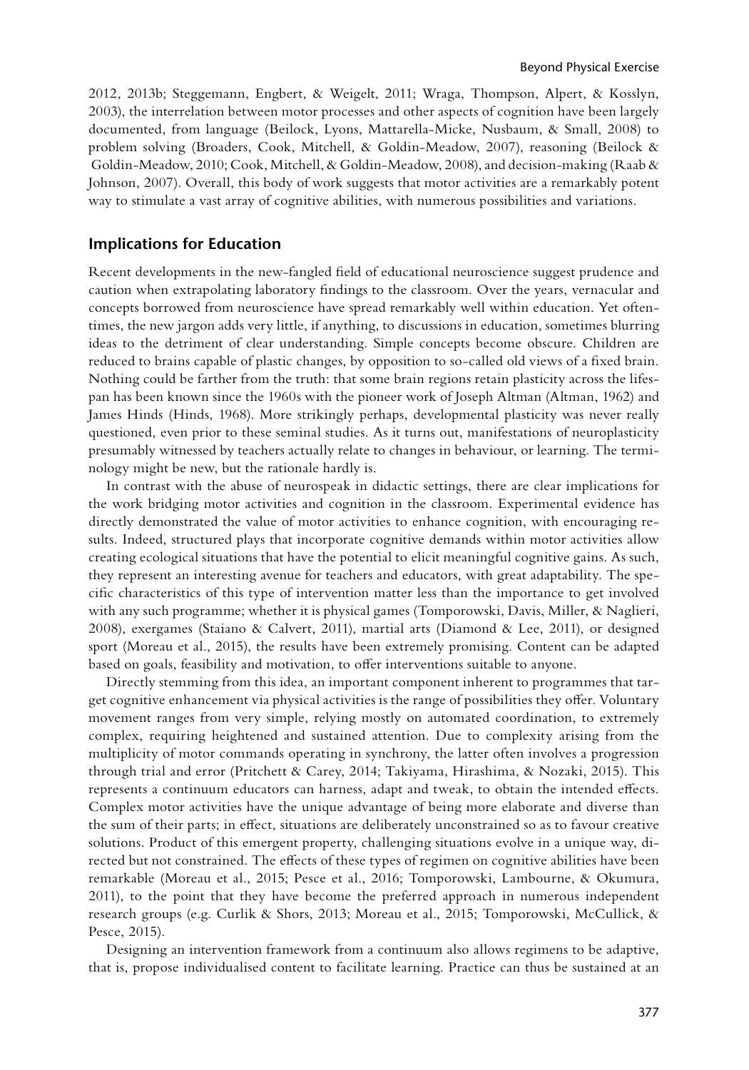2012, 2013b; Steggemann, Engbert, & Weigelt, 2011; Wraga, Thompson, Alpert, & Kosslyn, 2003), the interrelation between motor processes and other aspects of cognition have been largely documented, from language (Beilock, Lyons, Mattarella-Micke, Nusbaum, & Small, 2008) to problem solving (Broaders, Cook, Mitchell, & Goldin-Meadow, 2007), reasoning (Beilock & Goldin-Meadow, 2010; Cook, Mitchell, & Goldin-Meadow, 2008), and decision-making (Raab & Johnson, 2007). Overall, this body of work suggests that motor activities are a remarkably potent way to stimulate a vast array of cognitive abilities, with numerous possibilities and variations.

## Implications for Education

Recent developments in the new-fangled field of educational neuroscience suggest prudence and caution when extrapolating laboratory findings to the classroom. Over the years, vernacular and concepts borrowed from neuroscience have spread remarkably well within education. Yet oftentimes, the new jargon adds very little, if anything, to discussions in education, sometimes blurring ideas to the detriment of clear understanding. Simple concepts become obscure. Children are reduced to brains capable of plastic changes, by opposition to so-called old views of a fixed brain. Nothing could be farther from the truth: that some brain regions retain plasticity across the lifespan has been known since the 1960s with the pioneer work of Joseph Altman (Altman, 1962) and James Hinds (Hinds, 1968). More strikingly perhaps, developmental plasticity was never really questioned, even prior to these seminal studies. As it turns out, manifestations of neuroplasticity presumably witnessed by teachers actually relate to changes in behaviour, or learning. The terminology might be new, but the rationale hardly is.

In contrast with the abuse of neurospeak in didactic settings, there are clear implications for the work bridging motor activities and cognition in the classroom. Experimental evidence has directly demonstrated the value of motor activities to enhance cognition, with encouraging results. Indeed, structured plays that incorporate cognitive demands within motor activities allow creating ecological situations that have the potential to elicit meaningful cognitive gains. As such, they represent an interesting avenue for teachers and educators, with great adaptability. The specific characteristics of this type of intervention matter less than the importance to get involved with any such programme; whether it is physical games (Tomporowski, Davis, Miller, & Naglieri, 2008), exergames (Staiano & Calvert, 2011), martial arts (Diamond & Lee, 2011), or designed sport (Moreau et al., 2015), the results have been extremely promising. Content can be adapted based on goals, feasibility and motivation, to offer interventions suitable to anyone.

Directly stemming from this idea, an important component inherent to programmes that target cognitive enhancement via physical activities is the range of possibilities they offer. Voluntary movement ranges from very simple, relying mostly on automated coordination, to extremely complex, requiring heightened and sustained attention. Due to complexity arising from the multiplicity of motor commands operating in synchrony, the latter often involves a progression through trial and error (Pritchett & Carey, 2014; Takiyama, Hirashima, & Nozaki, 2015). This represents a continuum educators can harness, adapt and tweak, to obtain the intended effects. Complex motor activities have the unique advantage of being more elaborate and diverse than the sum of their parts; in effect, situations are deliberately unconstrained so as to favour creative solutions. Product of this emergent property, challenging situations evolve in a unique way, directed but not constrained. The effects of these types of regimen on cognitive abilities have been remarkable (Moreau et al., 2015; Pesce et al., 2016; Tomporowski, Lambourne, & Okumura, 2011), to the point that they have become the preferred approach in numerous independent research groups (e.g. Curlik & Shors, 2013; Moreau et al., 2015; Tomporowski, McCullick, & Pesce, 2015).

Designing an intervention framework from a continuum also allows regimens to be adaptive, that is, propose individualised content to facilitate learning. Practice can thus be sustained at an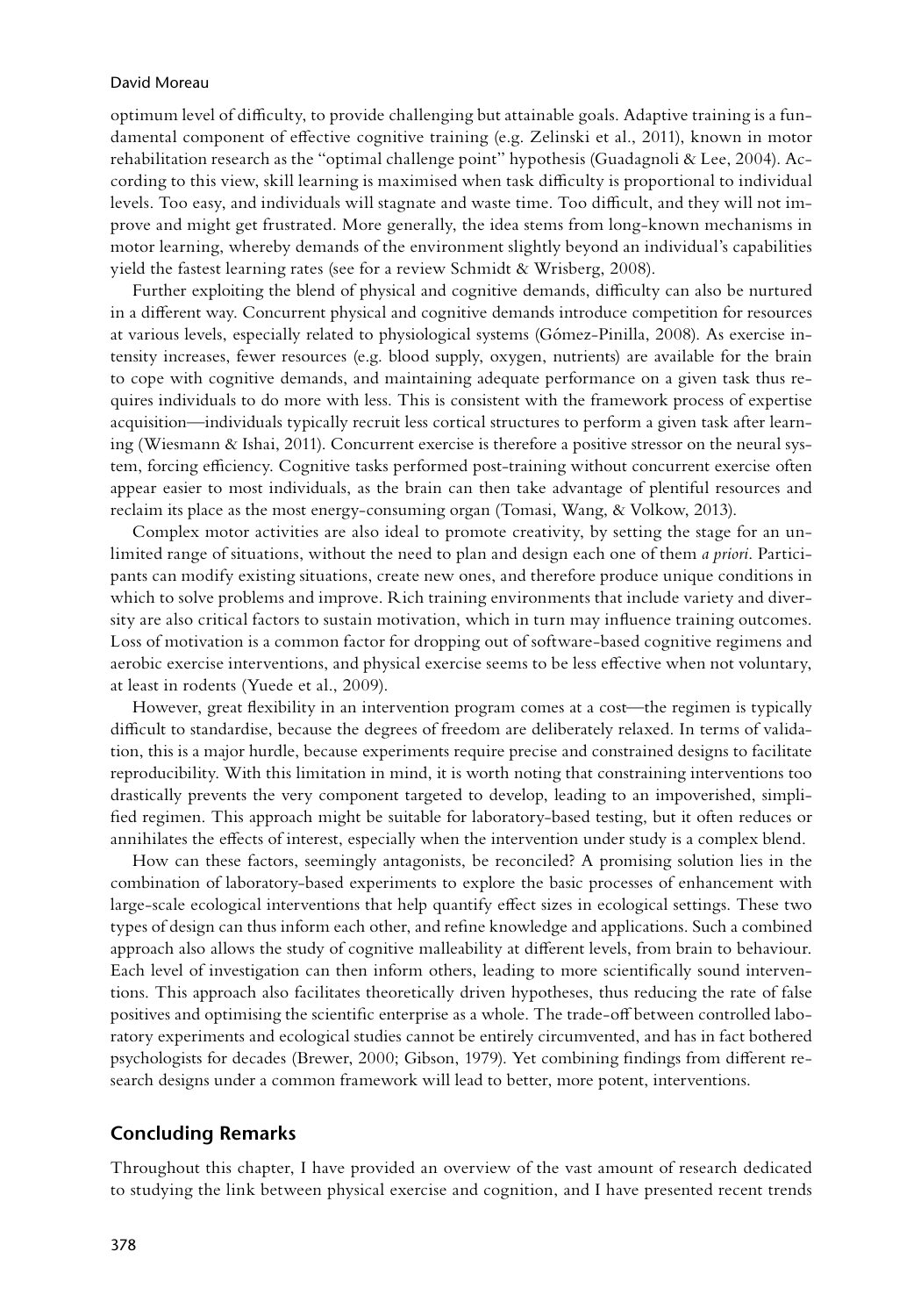optimum level of difficulty, to provide challenging but attainable goals. Adaptive training is a fundamental component of effective cognitive training (e.g. Zelinski et al., 2011), known in motor rehabilitation research as the "optimal challenge point" hypothesis (Guadagnoli & Lee, 2004). According to this view, skill learning is maximised when task difficulty is proportional to individual levels. Too easy, and individuals will stagnate and waste time. Too difficult, and they will not improve and might get frustrated. More generally, the idea stems from long-known mechanisms in motor learning, whereby demands of the environment slightly beyond an individual's capabilities yield the fastest learning rates (see for a review Schmidt & Wrisberg, 2008).

Further exploiting the blend of physical and cognitive demands, difficulty can also be nurtured in a different way. Concurrent physical and cognitive demands introduce competition for resources at various levels, especially related to physiological systems (Gómez-Pinilla, 2008). As exercise intensity increases, fewer resources (e.g. blood supply, oxygen, nutrients) are available for the brain to cope with cognitive demands, and maintaining adequate performance on a given task thus requires individuals to do more with less. This is consistent with the framework process of expertise acquisition—individuals typically recruit less cortical structures to perform a given task after learning (Wiesmann & Ishai, 2011). Concurrent exercise is therefore a positive stressor on the neural system, forcing efficiency. Cognitive tasks performed post-training without concurrent exercise often appear easier to most individuals, as the brain can then take advantage of plentiful resources and reclaim its place as the most energy-consuming organ (Tomasi, Wang, & Volkow, 2013).

Complex motor activities are also ideal to promote creativity, by setting the stage for an unlimited range of situations, without the need to plan and design each one of them *a priori*. Participants can modify existing situations, create new ones, and therefore produce unique conditions in which to solve problems and improve. Rich training environments that include variety and diversity are also critical factors to sustain motivation, which in turn may influence training outcomes. Loss of motivation is a common factor for dropping out of software-based cognitive regimens and aerobic exercise interventions, and physical exercise seems to be less effective when not voluntary, at least in rodents (Yuede et al., 2009).

However, great flexibility in an intervention program comes at a cost—the regimen is typically difficult to standardise, because the degrees of freedom are deliberately relaxed. In terms of validation, this is a major hurdle, because experiments require precise and constrained designs to facilitate reproducibility. With this limitation in mind, it is worth noting that constraining interventions too drastically prevents the very component targeted to develop, leading to an impoverished, simplified regimen. This approach might be suitable for laboratory-based testing, but it often reduces or annihilates the effects of interest, especially when the intervention under study is a complex blend.

How can these factors, seemingly antagonists, be reconciled? A promising solution lies in the combination of laboratory-based experiments to explore the basic processes of enhancement with large-scale ecological interventions that help quantify effect sizes in ecological settings. These two types of design can thus inform each other, and refine knowledge and applications. Such a combined approach also allows the study of cognitive malleability at different levels, from brain to behaviour. Each level of investigation can then inform others, leading to more scientifically sound interventions. This approach also facilitates theoretically driven hypotheses, thus reducing the rate of false positives and optimising the scientific enterprise as a whole. The trade-off between controlled laboratory experiments and ecological studies cannot be entirely circumvented, and has in fact bothered psychologists for decades (Brewer, 2000; Gibson, 1979). Yet combining findings from different research designs under a common framework will lead to better, more potent, interventions.

## Concluding Remarks

Throughout this chapter, I have provided an overview of the vast amount of research dedicated to studying the link between physical exercise and cognition, and I have presented recent trends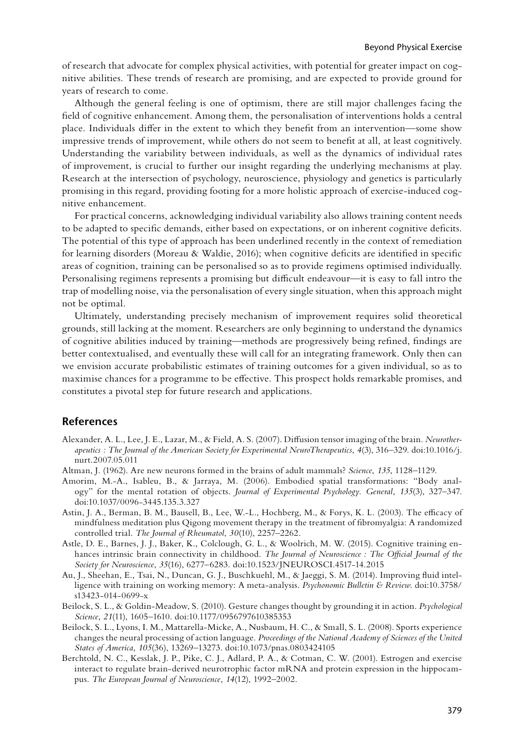of research that advocate for complex physical activities, with potential for greater impact on cognitive abilities. These trends of research are promising, and are expected to provide ground for years of research to come.

Although the general feeling is one of optimism, there are still major challenges facing the field of cognitive enhancement. Among them, the personalisation of interventions holds a central place. Individuals differ in the extent to which they benefit from an intervention—some show impressive trends of improvement, while others do not seem to benefit at all, at least cognitively. Understanding the variability between individuals, as well as the dynamics of individual rates of improvement, is crucial to further our insight regarding the underlying mechanisms at play. Research at the intersection of psychology, neuroscience, physiology and genetics is particularly promising in this regard, providing footing for a more holistic approach of exercise-induced cognitive enhancement.

For practical concerns, acknowledging individual variability also allows training content needs to be adapted to specific demands, either based on expectations, or on inherent cognitive deficits. The potential of this type of approach has been underlined recently in the context of remediation for learning disorders (Moreau & Waldie, 2016); when cognitive deficits are identified in specific areas of cognition, training can be personalised so as to provide regimens optimised individually. Personalising regimens represents a promising but difficult endeavour—it is easy to fall intro the trap of modelling noise, via the personalisation of every single situation, when this approach might not be optimal.

Ultimately, understanding precisely mechanism of improvement requires solid theoretical grounds, still lacking at the moment. Researchers are only beginning to understand the dynamics of cognitive abilities induced by training—methods are progressively being refined, findings are better contextualised, and eventually these will call for an integrating framework. Only then can we envision accurate probabilistic estimates of training outcomes for a given individual, so as to maximise chances for a programme to be effective. This prospect holds remarkable promises, and constitutes a pivotal step for future research and applications.

## References

Alexander, A. L., Lee, J. E., Lazar, M., & Field, A. S. (2007). Diffusion tensor imaging of the brain. *Neurotherapeutics : The Journal of the American Society for Experimental NeuroTherapeutics*, *4*(3), 316–329. doi:10.1016/j.nurt.2007.05.011

Altman, J. (1962). Are new neurons formed in the brains of adult mammals? *Science*, *135*, 1128–1129.

Amorim, M.-A., Isableu, B., & Jarraya, M. (2006). Embodied spatial transformations: "Body analogy" for the mental rotation of objects. *Journal of Experimental Psychology. General*, *135*(3), 327–347. doi:10.1037/0096-3445.135.3.327

Astin, J. A., Berman, B. M., Bausell, B., Lee, W.-L., Hochberg, M., & Forys, K. L. (2003). The efficacy of mindfulness meditation plus Qigong movement therapy in the treatment of fibromyalgia: A randomized controlled trial. *The Journal of Rheumatol*, *30*(10), 2257–2262.

Astle, D. E., Barnes, J. J., Baker, K., Colclough, G. L., & Woolrich, M. W. (2015). Cognitive training enhances intrinsic brain connectivity in childhood. *The Journal of Neuroscience : The Official Journal of the Society for Neuroscience*, *35*(16), 6277–6283. doi:10.1523/JNEUROSCI.4517-14.2015

Au, J., Sheehan, E., Tsai, N., Duncan, G. J., Buschkuehl, M., & Jaeggi, S. M. (2014). Improving fluid intelligence with training on working memory: A meta-analysis. *Psychonomic Bulletin & Review*. doi:10.3758/s13423-014-0699-x

Beilock, S. L., & Goldin-Meadow, S. (2010). Gesture changes thought by grounding it in action. *Psychological Science*, *21*(11), 1605–1610. doi:10.1177/0956797610385353

Beilock, S. L., Lyons, I. M., Mattarella-Micke, A., Nusbaum, H. C., & Small, S. L. (2008). Sports experience changes the neural processing of action language. *Proceedings of the National Academy of Sciences of the United States of America*, *105*(36), 13269–13273. doi:10.1073/pnas.0803424105

Berchtold, N. C., Kesslak, J. P., Pike, C. J., Adlard, P. A., & Cotman, C. W. (2001). Estrogen and exercise interact to regulate brain-derived neurotrophic factor mRNA and protein expression in the hippocampus. *The European Journal of Neuroscience*, *14*(12), 1992–2002.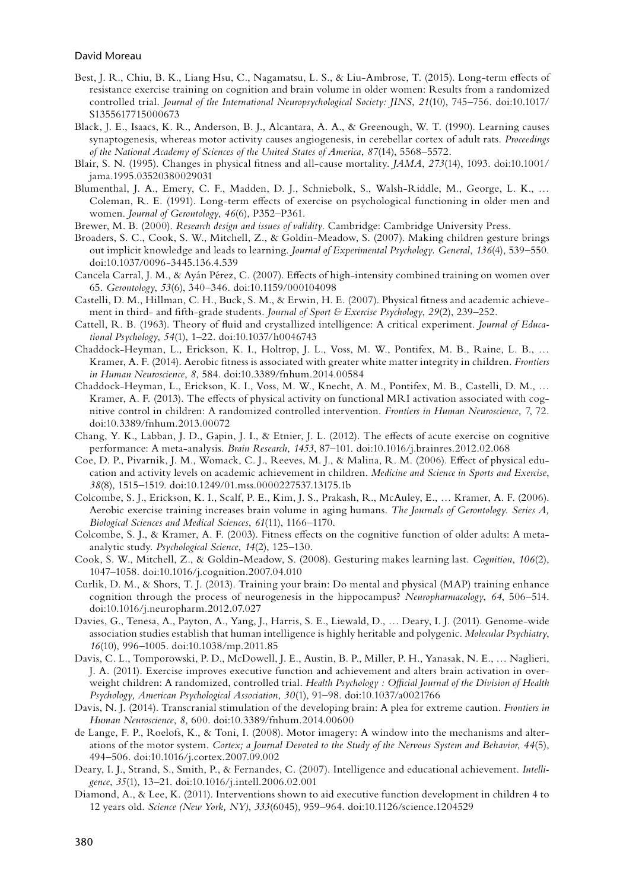Best, J. R., Chiu, B. K., Liang Hsu, C., Nagamatsu, L. S., & Liu-Ambrose, T. (2015). Long-term effects of resistance exercise training on cognition and brain volume in older women: Results from a randomized controlled trial. *Journal of the International Neuropsychological Society: JINS*, *21*(10), 745–756. doi:10.1017/S1355617715000673

Black, J. E., Isaacs, K. R., Anderson, B. J., Alcantara, A. A., & Greenough, W. T. (1990). Learning causes synaptogenesis, whereas motor activity causes angiogenesis, in cerebellar cortex of adult rats. *Proceedings of the National Academy of Sciences of the United States of America*, *87*(14), 5568–5572.

Blair, S. N. (1995). Changes in physical fitness and all-cause mortality. *JAMA*, *273*(14), 1093. doi:10.1001/jama.1995.03520380029031

Blumenthal, J. A., Emery, C. F., Madden, D. J., Schniebolk, S., Walsh-Riddle, M., George, L. K., … Coleman, R. E. (1991). Long-term effects of exercise on psychological functioning in older men and women. *Journal of Gerontology*, *46*(6), P352–P361.

Brewer, M. B. (2000). *Research design and issues of validity*. Cambridge: Cambridge University Press.

Broaders, S. C., Cook, S. W., Mitchell, Z., & Goldin-Meadow, S. (2007). Making children gesture brings out implicit knowledge and leads to learning. *Journal of Experimental Psychology. General*, *136*(4), 539–550. doi:10.1037/0096-3445.136.4.539

Cancela Carral, J. M., & Ayán Pérez, C. (2007). Effects of high-intensity combined training on women over 65. *Gerontology*, *53*(6), 340–346. doi:10.1159/000104098

Castelli, D. M., Hillman, C. H., Buck, S. M., & Erwin, H. E. (2007). Physical fitness and academic achievement in third- and fifth-grade students. *Journal of Sport & Exercise Psychology*, *29*(2), 239–252.

Cattell, R. B. (1963). Theory of fluid and crystallized intelligence: A critical experiment. *Journal of Educational Psychology*, *54*(1), 1–22. doi:10.1037/h0046743

Chaddock-Heyman, L., Erickson, K. I., Holtrop, J. L., Voss, M. W., Pontifex, M. B., Raine, L. B., … Kramer, A. F. (2014). Aerobic fitness is associated with greater white matter integrity in children. *Frontiers in Human Neuroscience*, *8*, 584. doi:10.3389/fnhum.2014.00584

Chaddock-Heyman, L., Erickson, K. I., Voss, M. W., Knecht, A. M., Pontifex, M. B., Castelli, D. M., … Kramer, A. F. (2013). The effects of physical activity on functional MRI activation associated with cognitive control in children: A randomized controlled intervention. *Frontiers in Human Neuroscience*, *7*, 72. doi:10.3389/fnhum.2013.00072

Chang, Y. K., Labban, J. D., Gapin, J. I., & Etnier, J. L. (2012). The effects of acute exercise on cognitive performance: A meta-analysis. *Brain Research*, *1453*, 87–101. doi:10.1016/j.brainres.2012.02.068

Coe, D. P., Pivarnik, J. M., Womack, C. J., Reeves, M. J., & Malina, R. M. (2006). Effect of physical education and activity levels on academic achievement in children. *Medicine and Science in Sports and Exercise*, *38*(8), 1515–1519. doi:10.1249/01.mss.0000227537.13175.1b

Colcombe, S. J., Erickson, K. I., Scalf, P. E., Kim, J. S., Prakash, R., McAuley, E., … Kramer, A. F. (2006). Aerobic exercise training increases brain volume in aging humans. *The Journals of Gerontology. Series A, Biological Sciences and Medical Sciences*, *61*(11), 1166–1170.

Colcombe, S. J., & Kramer, A. F. (2003). Fitness effects on the cognitive function of older adults: A meta-analytic study. *Psychological Science*, *14*(2), 125–130.

Cook, S. W., Mitchell, Z., & Goldin-Meadow, S. (2008). Gesturing makes learning last. *Cognition*, *106*(2), 1047–1058. doi:10.1016/j.cognition.2007.04.010

Curlik, D. M., & Shors, T. J. (2013). Training your brain: Do mental and physical (MAP) training enhance cognition through the process of neurogenesis in the hippocampus? *Neuropharmacology*, *64*, 506–514. doi:10.1016/j.neuropharm.2012.07.027

Davies, G., Tenesa, A., Payton, A., Yang, J., Harris, S. E., Liewald, D., … Deary, I. J. (2011). Genome-wide association studies establish that human intelligence is highly heritable and polygenic. *Molecular Psychiatry*, *16*(10), 996–1005. doi:10.1038/mp.2011.85

Davis, C. L., Tomporowski, P. D., McDowell, J. E., Austin, B. P., Miller, P. H., Yanasak, N. E., … Naglieri, J. A. (2011). Exercise improves executive function and achievement and alters brain activation in overweight children: A randomized, controlled trial. *Health Psychology : Official Journal of the Division of Health Psychology, American Psychological Association*, *30*(1), 91–98. doi:10.1037/a0021766

Davis, N. J. (2014). Transcranial stimulation of the developing brain: A plea for extreme caution. *Frontiers in Human Neuroscience*, *8*, 600. doi:10.3389/fnhum.2014.00600

de Lange, F. P., Roelofs, K., & Toni, I. (2008). Motor imagery: A window into the mechanisms and alterations of the motor system. *Cortex; a Journal Devoted to the Study of the Nervous System and Behavior*, *44*(5), 494–506. doi:10.1016/j.cortex.2007.09.002

Deary, I. J., Strand, S., Smith, P., & Fernandes, C. (2007). Intelligence and educational achievement. *Intelligence*, *35*(1), 13–21. doi:10.1016/j.intell.2006.02.001

Diamond, A., & Lee, K. (2011). Interventions shown to aid executive function development in children 4 to 12 years old. *Science (New York, NY)*, *333*(6045), 959–964. doi:10.1126/science.1204529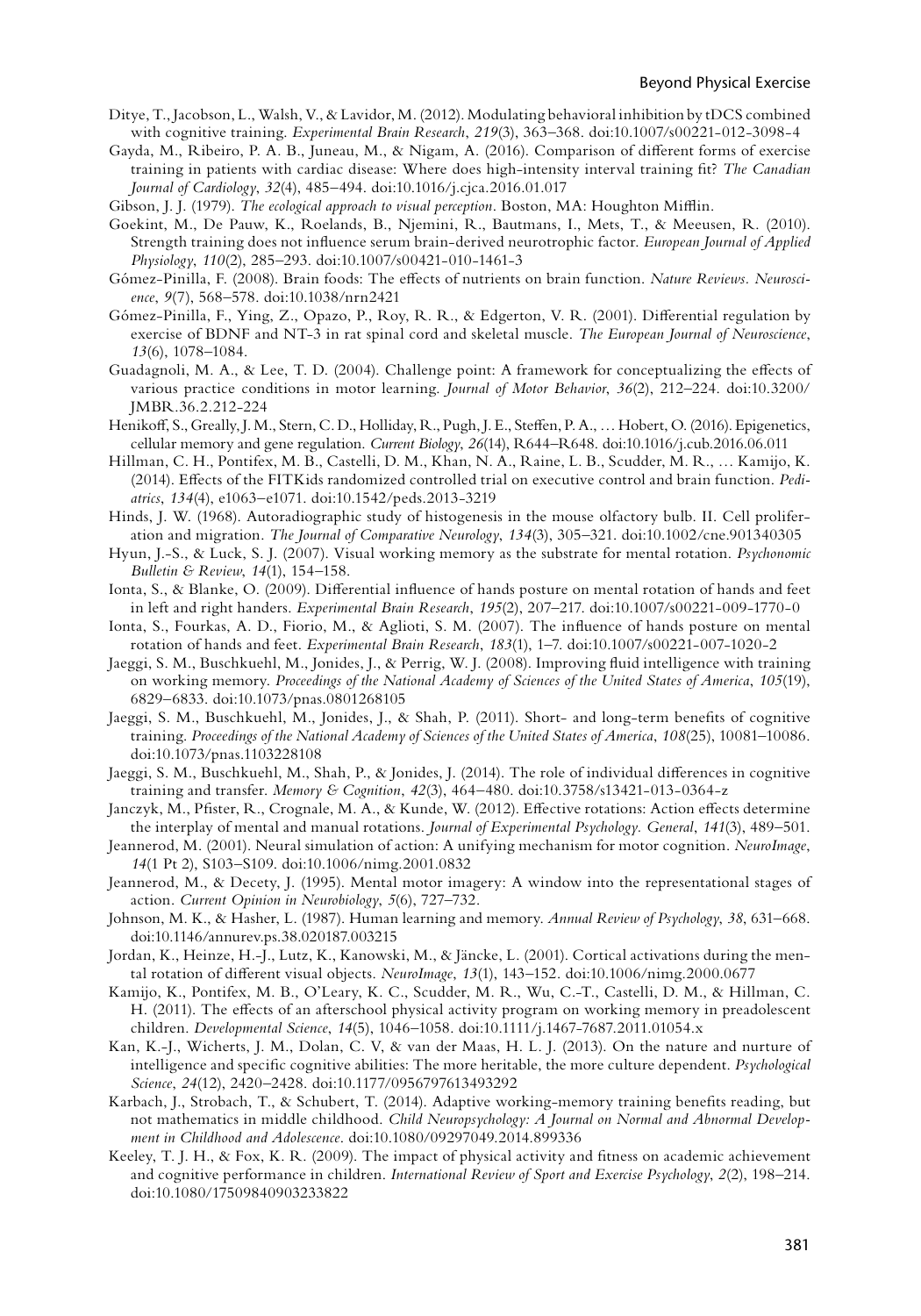Ditye, T., Jacobson, L., Walsh, V., & Lavidor, M. (2012). Modulating behavioral inhibition by tDCS combined with cognitive training. *Experimental Brain Research*, *219*(3), 363–368. doi:10.1007/s00221-012-3098-4

Gayda, M., Ribeiro, P. A. B., Juneau, M., & Nigam, A. (2016). Comparison of different forms of exercise training in patients with cardiac disease: Where does high-intensity interval training fit? *The Canadian Journal of Cardiology*, *32*(4), 485–494. doi:10.1016/j.cjca.2016.01.017

Gibson, J. J. (1979). *The ecological approach to visual perception*. Boston, MA: Houghton Mifflin.

Goekint, M., De Pauw, K., Roelands, B., Njemini, R., Bautmans, I., Mets, T., & Meeusen, R. (2010). Strength training does not influence serum brain-derived neurotrophic factor. *European Journal of Applied Physiology*, *110*(2), 285–293. doi:10.1007/s00421-010-1461-3

Gómez-Pinilla, F. (2008). Brain foods: The effects of nutrients on brain function. *Nature Reviews. Neuroscience*, *9*(7), 568–578. doi:10.1038/nrn2421

Gómez-Pinilla, F., Ying, Z., Opazo, P., Roy, R. R., & Edgerton, V. R. (2001). Differential regulation by exercise of BDNF and NT-3 in rat spinal cord and skeletal muscle. *The European Journal of Neuroscience*, *13*(6), 1078–1084.

Guadagnoli, M. A., & Lee, T. D. (2004). Challenge point: A framework for conceptualizing the effects of various practice conditions in motor learning. *Journal of Motor Behavior*, *36*(2), 212–224. doi:10.3200/JMBR.36.2.212-224

Henikoff, S., Greally, J. M., Stern, C. D., Holliday, R., Pugh, J. E., Steffen, P. A., … Hobert, O. (2016). Epigenetics, cellular memory and gene regulation. *Current Biology*, *26*(14), R644–R648. doi:10.1016/j.cub.2016.06.011

Hillman, C. H., Pontifex, M. B., Castelli, D. M., Khan, N. A., Raine, L. B., Scudder, M. R., … Kamijo, K. (2014). Effects of the FITKids randomized controlled trial on executive control and brain function. *Pediatrics*, *134*(4), e1063–e1071. doi:10.1542/peds.2013-3219

Hinds, J. W. (1968). Autoradiographic study of histogenesis in the mouse olfactory bulb. II. Cell proliferation and migration. *The Journal of Comparative Neurology*, *134*(3), 305–321. doi:10.1002/cne.901340305

Hyun, J.-S., & Luck, S. J. (2007). Visual working memory as the substrate for mental rotation. *Psychonomic Bulletin & Review*, *14*(1), 154–158.

Ionta, S., & Blanke, O. (2009). Differential influence of hands posture on mental rotation of hands and feet in left and right handers. *Experimental Brain Research*, *195*(2), 207–217. doi:10.1007/s00221-009-1770-0

Ionta, S., Fourkas, A. D., Fiorio, M., & Aglioti, S. M. (2007). The influence of hands posture on mental rotation of hands and feet. *Experimental Brain Research*, *183*(1), 1–7. doi:10.1007/s00221-007-1020-2

Jaeggi, S. M., Buschkuehl, M., Jonides, J., & Perrig, W. J. (2008). Improving fluid intelligence with training on working memory. *Proceedings of the National Academy of Sciences of the United States of America*, *105*(19), 6829–6833. doi:10.1073/pnas.0801268105

Jaeggi, S. M., Buschkuehl, M., Jonides, J., & Shah, P. (2011). Short- and long-term benefits of cognitive training. *Proceedings of the National Academy of Sciences of the United States of America*, *108*(25), 10081–10086. doi:10.1073/pnas.1103228108

Jaeggi, S. M., Buschkuehl, M., Shah, P., & Jonides, J. (2014). The role of individual differences in cognitive training and transfer. *Memory & Cognition*, *42*(3), 464–480. doi:10.3758/s13421-013-0364-z

Janczyk, M., Pfister, R., Crognale, M. A., & Kunde, W. (2012). Effective rotations: Action effects determine the interplay of mental and manual rotations. *Journal of Experimental Psychology. General*, *141*(3), 489–501.

Jeannerod, M. (2001). Neural simulation of action: A unifying mechanism for motor cognition. *NeuroImage*, *14*(1 Pt 2), S103–S109. doi:10.1006/nimg.2001.0832

Jeannerod, M., & Decety, J. (1995). Mental motor imagery: A window into the representational stages of action. *Current Opinion in Neurobiology*, *5*(6), 727–732.

Johnson, M. K., & Hasher, L. (1987). Human learning and memory. *Annual Review of Psychology*, *38*, 631–668. doi:10.1146/annurev.ps.38.020187.003215

Jordan, K., Heinze, H.-J., Lutz, K., Kanowski, M., & Jäncke, L. (2001). Cortical activations during the mental rotation of different visual objects. *NeuroImage*, *13*(1), 143–152. doi:10.1006/nimg.2000.0677

Kamijo, K., Pontifex, M. B., O'Leary, K. C., Scudder, M. R., Wu, C.-T., Castelli, D. M., & Hillman, C. H. (2011). The effects of an afterschool physical activity program on working memory in preadolescent children. *Developmental Science*, *14*(5), 1046–1058. doi:10.1111/j.1467-7687.2011.01054.x

Kan, K.-J., Wicherts, J. M., Dolan, C. V, & van der Maas, H. L. J. (2013). On the nature and nurture of intelligence and specific cognitive abilities: The more heritable, the more culture dependent. *Psychological Science*, *24*(12), 2420–2428. doi:10.1177/0956797613493292

Karbach, J., Strobach, T., & Schubert, T. (2014). Adaptive working-memory training benefits reading, but not mathematics in middle childhood. *Child Neuropsychology: A Journal on Normal and Abnormal Development in Childhood and Adolescence*. doi:10.1080/09297049.2014.899336

Keeley, T. J. H., & Fox, K. R. (2009). The impact of physical activity and fitness on academic achievement and cognitive performance in children. *International Review of Sport and Exercise Psychology*, *2*(2), 198–214. doi:10.1080/17509840903233822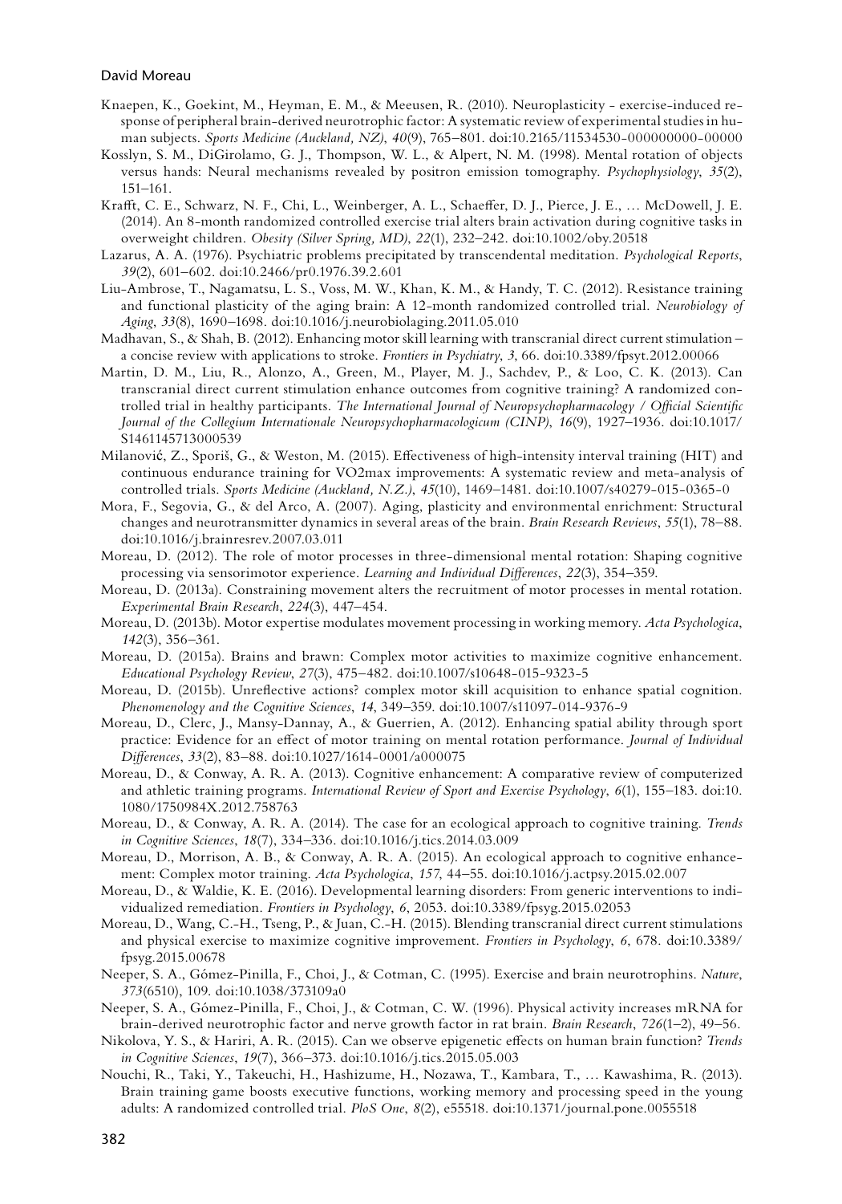Knaepen, K., Goekint, M., Heyman, E. M., & Meeusen, R. (2010). Neuroplasticity - exercise-induced response of peripheral brain-derived neurotrophic factor: A systematic review of experimental studies in human subjects. *Sports Medicine (Auckland, NZ)*, *40*(9), 765–801. doi:10.2165/11534530-000000000-00000

Kosslyn, S. M., DiGirolamo, G. J., Thompson, W. L., & Alpert, N. M. (1998). Mental rotation of objects versus hands: Neural mechanisms revealed by positron emission tomography. *Psychophysiology*, *35*(2), 151–161.

Krafft, C. E., Schwarz, N. F., Chi, L., Weinberger, A. L., Schaeffer, D. J., Pierce, J. E., … McDowell, J. E. (2014). An 8-month randomized controlled exercise trial alters brain activation during cognitive tasks in overweight children. *Obesity (Silver Spring, MD)*, *22*(1), 232–242. doi:10.1002/oby.20518

Lazarus, A. A. (1976). Psychiatric problems precipitated by transcendental meditation. *Psychological Reports*, *39*(2), 601–602. doi:10.2466/pr0.1976.39.2.601

Liu-Ambrose, T., Nagamatsu, L. S., Voss, M. W., Khan, K. M., & Handy, T. C. (2012). Resistance training and functional plasticity of the aging brain: A 12-month randomized controlled trial. *Neurobiology of Aging*, *33*(8), 1690–1698. doi:10.1016/j.neurobiolaging.2011.05.010

Madhavan, S., & Shah, B. (2012). Enhancing motor skill learning with transcranial direct current stimulation – a concise review with applications to stroke. *Frontiers in Psychiatry*, *3*, 66. doi:10.3389/fpsyt.2012.00066

Martin, D. M., Liu, R., Alonzo, A., Green, M., Player, M. J., Sachdev, P., & Loo, C. K. (2013). Can transcranial direct current stimulation enhance outcomes from cognitive training? A randomized controlled trial in healthy participants. *The International Journal of Neuropsychopharmacology / Official Scientific Journal of the Collegium Internationale Neuropsychopharmacologicum (CINP)*, *16*(9), 1927–1936. doi:10.1017/S1461145713000539

Milanović, Z., Sporiš, G., & Weston, M. (2015). Effectiveness of high-intensity interval training (HIT) and continuous endurance training for VO2max improvements: A systematic review and meta-analysis of controlled trials. *Sports Medicine (Auckland, N.Z.)*, *45*(10), 1469–1481. doi:10.1007/s40279-015-0365-0

Mora, F., Segovia, G., & del Arco, A. (2007). Aging, plasticity and environmental enrichment: Structural changes and neurotransmitter dynamics in several areas of the brain. *Brain Research Reviews*, *55*(1), 78–88. doi:10.1016/j.brainresrev.2007.03.011

Moreau, D. (2012). The role of motor processes in three-dimensional mental rotation: Shaping cognitive processing via sensorimotor experience. *Learning and Individual Differences*, *22*(3), 354–359.

Moreau, D. (2013a). Constraining movement alters the recruitment of motor processes in mental rotation. *Experimental Brain Research*, *224*(3), 447–454.

Moreau, D. (2013b). Motor expertise modulates movement processing in working memory. *Acta Psychologica*, *142*(3), 356–361.

Moreau, D. (2015a). Brains and brawn: Complex motor activities to maximize cognitive enhancement. *Educational Psychology Review*, *27*(3), 475–482. doi:10.1007/s10648-015-9323-5

Moreau, D. (2015b). Unreflective actions? complex motor skill acquisition to enhance spatial cognition. *Phenomenology and the Cognitive Sciences*, *14*, 349–359. doi:10.1007/s11097-014-9376-9

Moreau, D., Clerc, J., Mansy-Dannay, A., & Guerrien, A. (2012). Enhancing spatial ability through sport practice: Evidence for an effect of motor training on mental rotation performance. *Journal of Individual Differences*, *33*(2), 83–88. doi:10.1027/1614-0001/a000075

Moreau, D., & Conway, A. R. A. (2013). Cognitive enhancement: A comparative review of computerized and athletic training programs. *International Review of Sport and Exercise Psychology*, *6*(1), 155–183. doi:10.1080/1750984X.2012.758763

Moreau, D., & Conway, A. R. A. (2014). The case for an ecological approach to cognitive training. *Trends in Cognitive Sciences*, *18*(7), 334–336. doi:10.1016/j.tics.2014.03.009

Moreau, D., Morrison, A. B., & Conway, A. R. A. (2015). An ecological approach to cognitive enhancement: Complex motor training. *Acta Psychologica*, *157*, 44–55. doi:10.1016/j.actpsy.2015.02.007

Moreau, D., & Waldie, K. E. (2016). Developmental learning disorders: From generic interventions to individualized remediation. *Frontiers in Psychology*, *6*, 2053. doi:10.3389/fpsyg.2015.02053

Moreau, D., Wang, C.-H., Tseng, P., & Juan, C.-H. (2015). Blending transcranial direct current stimulations and physical exercise to maximize cognitive improvement. *Frontiers in Psychology*, *6*, 678. doi:10.3389/fpsyg.2015.00678

Neeper, S. A., Gómez-Pinilla, F., Choi, J., & Cotman, C. (1995). Exercise and brain neurotrophins. *Nature*, *373*(6510), 109. doi:10.1038/373109a0

Neeper, S. A., Gómez-Pinilla, F., Choi, J., & Cotman, C. W. (1996). Physical activity increases mRNA for brain-derived neurotrophic factor and nerve growth factor in rat brain. *Brain Research*, *726*(1–2), 49–56.

Nikolova, Y. S., & Hariri, A. R. (2015). Can we observe epigenetic effects on human brain function? *Trends in Cognitive Sciences*, *19*(7), 366–373. doi:10.1016/j.tics.2015.05.003

Nouchi, R., Taki, Y., Takeuchi, H., Hashizume, H., Nozawa, T., Kambara, T., … Kawashima, R. (2013). Brain training game boosts executive functions, working memory and processing speed in the young adults: A randomized controlled trial. *PloS One*, *8*(2), e55518. doi:10.1371/journal.pone.0055518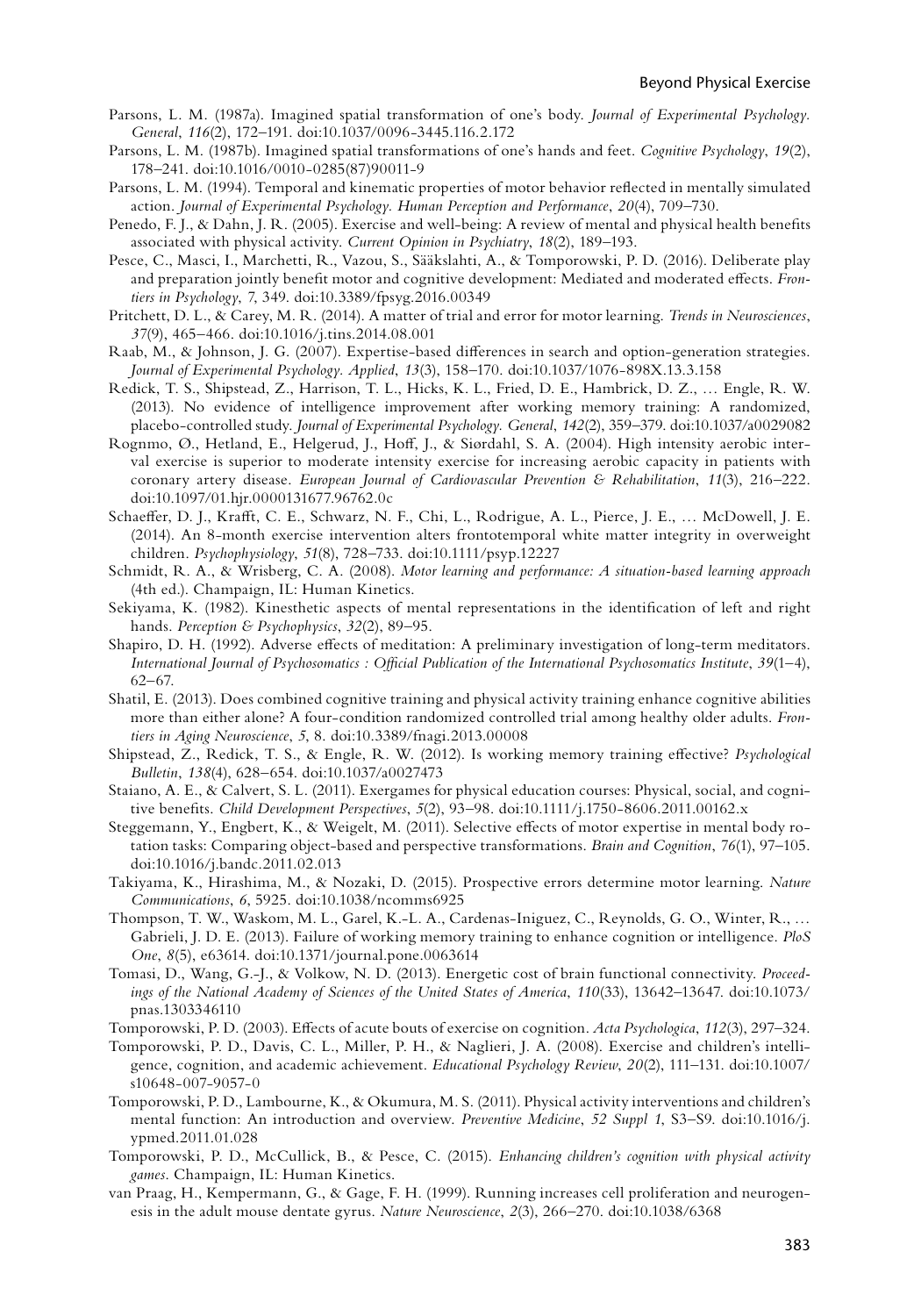Parsons, L. M. (1987a). Imagined spatial transformation of one's body. *Journal of Experimental Psychology. General*, *116*(2), 172–191. doi:10.1037/0096-3445.116.2.172

Parsons, L. M. (1987b). Imagined spatial transformations of one's hands and feet. *Cognitive Psychology*, *19*(2), 178–241. doi:10.1016/0010-0285(87)90011-9

Parsons, L. M. (1994). Temporal and kinematic properties of motor behavior reflected in mentally simulated action. *Journal of Experimental Psychology. Human Perception and Performance*, *20*(4), 709–730.

Penedo, F. J., & Dahn, J. R. (2005). Exercise and well-being: A review of mental and physical health benefits associated with physical activity. *Current Opinion in Psychiatry*, *18*(2), 189–193.

Pesce, C., Masci, I., Marchetti, R., Vazou, S., Sääkslahti, A., & Tomporowski, P. D. (2016). Deliberate play and preparation jointly benefit motor and cognitive development: Mediated and moderated effects. *Frontiers in Psychology*, *7*, 349. doi:10.3389/fpsyg.2016.00349

Pritchett, D. L., & Carey, M. R. (2014). A matter of trial and error for motor learning. *Trends in Neurosciences*, *37*(9), 465–466. doi:10.1016/j.tins.2014.08.001

Raab, M., & Johnson, J. G. (2007). Expertise-based differences in search and option-generation strategies. *Journal of Experimental Psychology. Applied*, *13*(3), 158–170. doi:10.1037/1076-898X.13.3.158

Redick, T. S., Shipstead, Z., Harrison, T. L., Hicks, K. L., Fried, D. E., Hambrick, D. Z., … Engle, R. W. (2013). No evidence of intelligence improvement after working memory training: A randomized, placebo-controlled study. *Journal of Experimental Psychology. General*, *142*(2), 359–379. doi:10.1037/a0029082

Rognmo, Ø., Hetland, E., Helgerud, J., Hoff, J., & Siørdahl, S. A. (2004). High intensity aerobic interval exercise is superior to moderate intensity exercise for increasing aerobic capacity in patients with coronary artery disease. *European Journal of Cardiovascular Prevention & Rehabilitation*, *11*(3), 216–222. doi:10.1097/01.hjr.0000131677.96762.0c

Schaeffer, D. J., Krafft, C. E., Schwarz, N. F., Chi, L., Rodrigue, A. L., Pierce, J. E., … McDowell, J. E. (2014). An 8-month exercise intervention alters frontotemporal white matter integrity in overweight children. *Psychophysiology*, *51*(8), 728–733. doi:10.1111/psyp.12227

Schmidt, R. A., & Wrisberg, C. A. (2008). *Motor learning and performance: A situation-based learning approach* (4th ed.). Champaign, IL: Human Kinetics.

Sekiyama, K. (1982). Kinesthetic aspects of mental representations in the identification of left and right hands. *Perception & Psychophysics*, *32*(2), 89–95.

Shapiro, D. H. (1992). Adverse effects of meditation: A preliminary investigation of long-term meditators. *International Journal of Psychosomatics : Official Publication of the International Psychosomatics Institute*, *39*(1–4), 62–67.

Shatil, E. (2013). Does combined cognitive training and physical activity training enhance cognitive abilities more than either alone? A four-condition randomized controlled trial among healthy older adults. *Frontiers in Aging Neuroscience*, *5*, 8. doi:10.3389/fnagi.2013.00008

Shipstead, Z., Redick, T. S., & Engle, R. W. (2012). Is working memory training effective? *Psychological Bulletin*, *138*(4), 628–654. doi:10.1037/a0027473

Staiano, A. E., & Calvert, S. L. (2011). Exergames for physical education courses: Physical, social, and cognitive benefits. *Child Development Perspectives*, *5*(2), 93–98. doi:10.1111/j.1750-8606.2011.00162.x

Steggemann, Y., Engbert, K., & Weigelt, M. (2011). Selective effects of motor expertise in mental body rotation tasks: Comparing object-based and perspective transformations. *Brain and Cognition*, *76*(1), 97–105. doi:10.1016/j.bandc.2011.02.013

Takiyama, K., Hirashima, M., & Nozaki, D. (2015). Prospective errors determine motor learning. *Nature Communications*, *6*, 5925. doi:10.1038/ncomms6925

Thompson, T. W., Waskom, M. L., Garel, K.-L. A., Cardenas-Iniguez, C., Reynolds, G. O., Winter, R., … Gabrieli, J. D. E. (2013). Failure of working memory training to enhance cognition or intelligence. *PloS One*, *8*(5), e63614. doi:10.1371/journal.pone.0063614

Tomasi, D., Wang, G.-J., & Volkow, N. D. (2013). Energetic cost of brain functional connectivity. *Proceedings of the National Academy of Sciences of the United States of America*, *110*(33), 13642–13647. doi:10.1073/pnas.1303346110

Tomporowski, P. D. (2003). Effects of acute bouts of exercise on cognition. *Acta Psychologica*, *112*(3), 297–324.

Tomporowski, P. D., Davis, C. L., Miller, P. H., & Naglieri, J. A. (2008). Exercise and children's intelligence, cognition, and academic achievement. *Educational Psychology Review*, *20*(2), 111–131. doi:10.1007/s10648-007-9057-0

Tomporowski, P. D., Lambourne, K., & Okumura, M. S. (2011). Physical activity interventions and children's mental function: An introduction and overview. *Preventive Medicine*, *52 Suppl 1*, S3–S9. doi:10.1016/j.ypmed.2011.01.028

Tomporowski, P. D., McCullick, B., & Pesce, C. (2015). *Enhancing children's cognition with physical activity games*. Champaign, IL: Human Kinetics.

van Praag, H., Kempermann, G., & Gage, F. H. (1999). Running increases cell proliferation and neurogenesis in the adult mouse dentate gyrus. *Nature Neuroscience*, *2*(3), 266–270. doi:10.1038/6368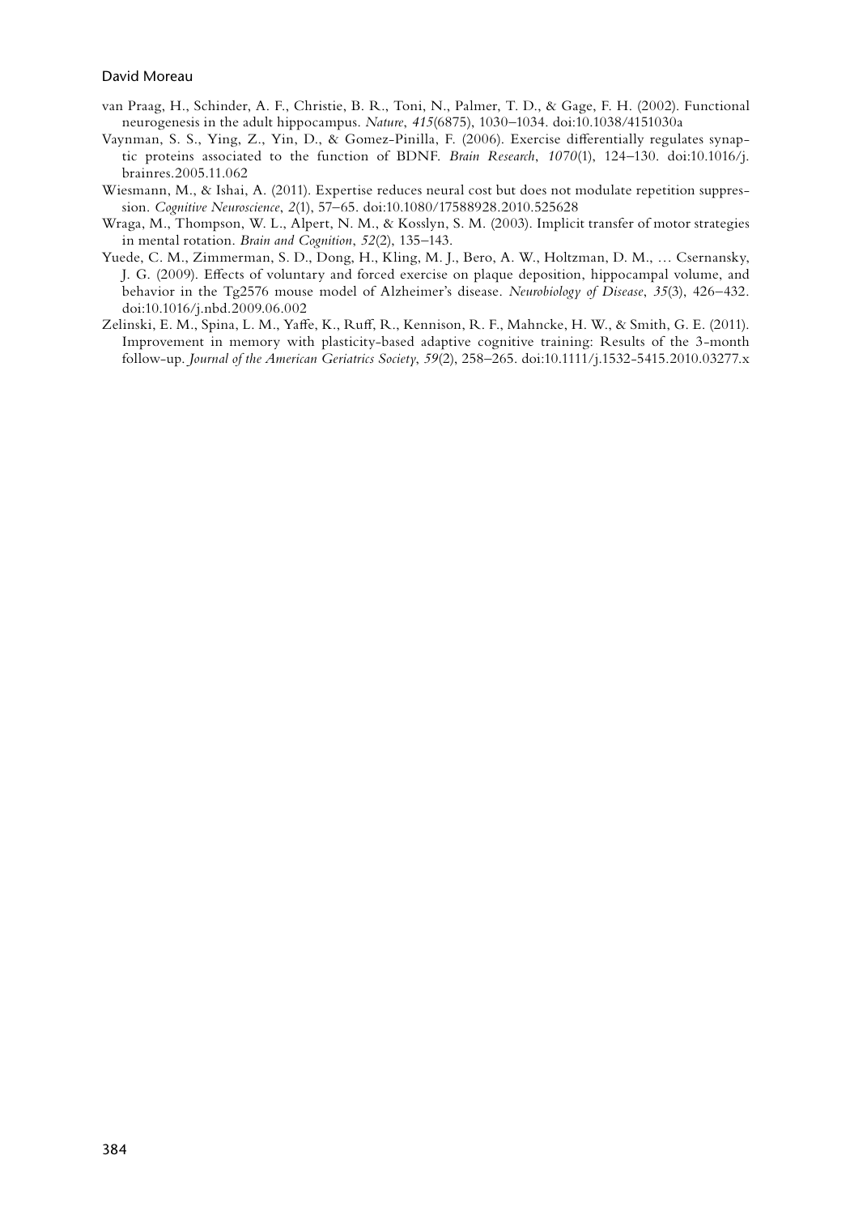van Praag, H., Schinder, A. F., Christie, B. R., Toni, N., Palmer, T. D., & Gage, F. H. (2002). Functional neurogenesis in the adult hippocampus. *Nature*, *415*(6875), 1030–1034. doi:10.1038/4151030a

Vaynman, S. S., Ying, Z., Yin, D., & Gomez-Pinilla, F. (2006). Exercise differentially regulates synaptic proteins associated to the function of BDNF. *Brain Research*, *1070*(1), 124–130. doi:10.1016/j.brainres.2005.11.062

Wiesmann, M., & Ishai, A. (2011). Expertise reduces neural cost but does not modulate repetition suppression. *Cognitive Neuroscience*, *2*(1), 57–65. doi:10.1080/17588928.2010.525628

Wraga, M., Thompson, W. L., Alpert, N. M., & Kosslyn, S. M. (2003). Implicit transfer of motor strategies in mental rotation. *Brain and Cognition*, *52*(2), 135–143.

Yuede, C. M., Zimmerman, S. D., Dong, H., Kling, M. J., Bero, A. W., Holtzman, D. M., … Csernansky, J. G. (2009). Effects of voluntary and forced exercise on plaque deposition, hippocampal volume, and behavior in the Tg2576 mouse model of Alzheimer's disease. *Neurobiology of Disease*, *35*(3), 426–432. doi:10.1016/j.nbd.2009.06.002

Zelinski, E. M., Spina, L. M., Yaffe, K., Ruff, R., Kennison, R. F., Mahncke, H. W., & Smith, G. E. (2011). Improvement in memory with plasticity-based adaptive cognitive training: Results of the 3-month follow-up. *Journal of the American Geriatrics Society*, *59*(2), 258–265. doi:10.1111/j.1532-5415.2010.03277.x